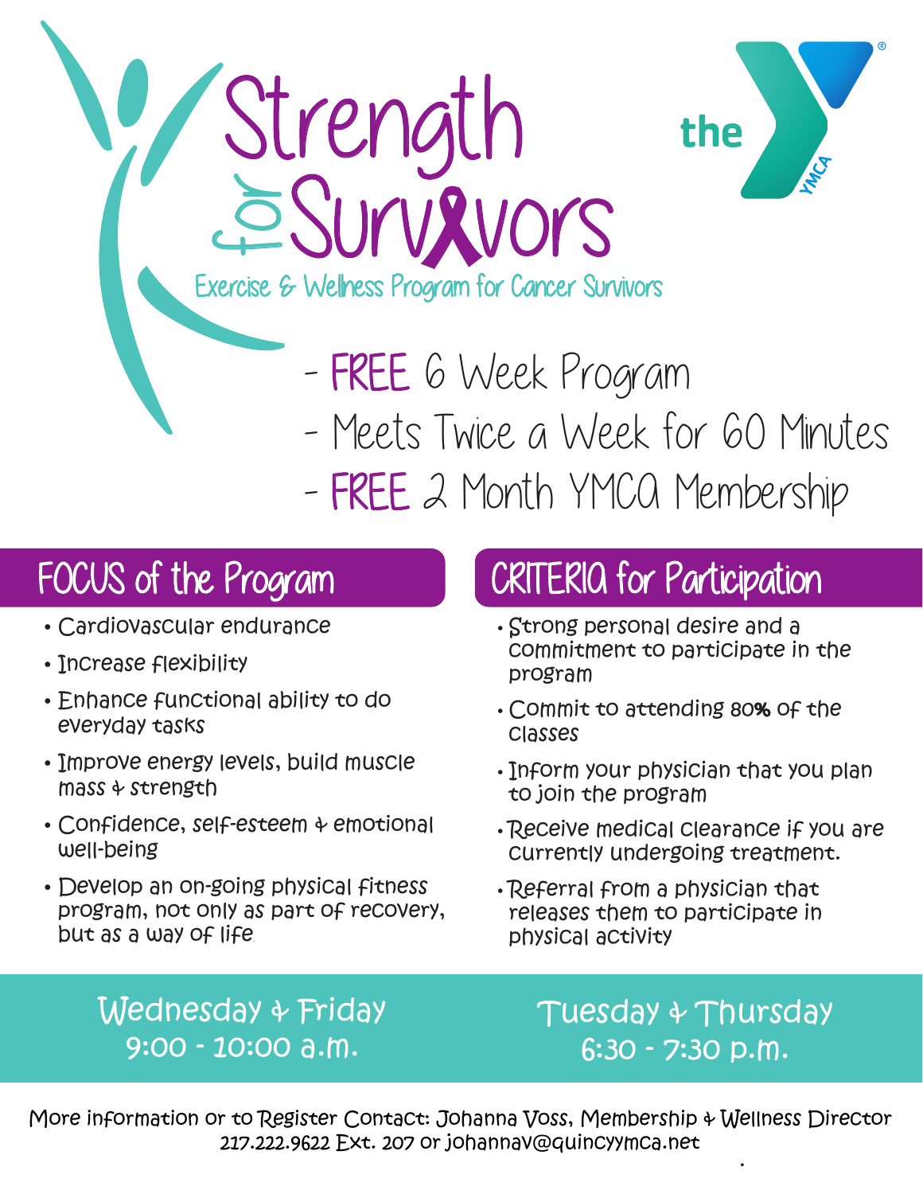# Strength for Survivors

the YMCA

Exercise & Wellness Program for Cancer Survivors

- FREE 6 Week Program
- Meets Twice a Week for 60 Minutes
- FREE 2 Month YMCA Membership

## FOCUS of the Program

- Cardiovascular endurance
- Increase flexibility
- Enhance functional ability to do everyday tasks
- Improve energy levels, build muscle mass & strength
- Confidence, self-esteem & emotional well-being
- Develop an on-going physical fitness program, not only as part of recovery, but as a way of life.

## CRITERIA for Participation

- Strong personal desire and a commitment to participate in the program
- Commit to attending 80% of the classes
- Inform your physician that you plan to join the program
- Receive medical clearance if you are currently undergoing treatment.
- Referral from a physician that releases them to participate in physical activity

**Wednesday & Friday**
**9:00 - 10:00 a.m.**

**Tuesday & Thursday**
**6:30 - 7:30 p.m.**

More information or to Register Contact: Johanna Voss, Membership & Wellness Director
217.222.9622 Ext. 207 or johannav@quincyymca.net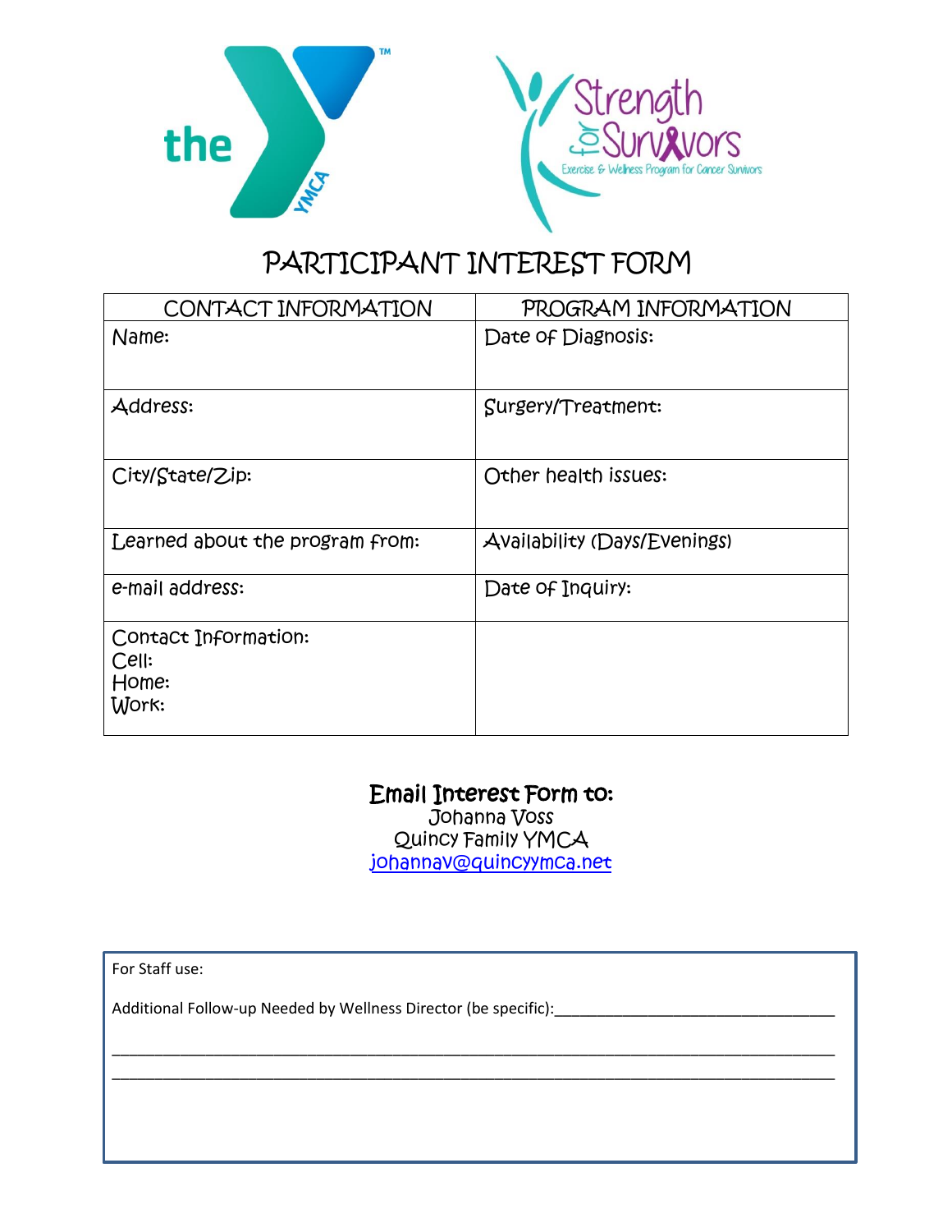# PARTICIPANT INTEREST FORM

| CONTACT INFORMATION | PROGRAM INFORMATION |
|---|---|
| Name: | Date of Diagnosis: |
| Address: | Surgery/Treatment: |
| City/State/Zip: | Other health issues: |
| Learned about the program from: | Availability (Days/Evenings) |
| e-mail address: | Date of Inquiry: |
| Contact Information:<br>Cell:<br>Home:<br>Work: | |

**Email Interest Form to:**
Johanna Voss
Quincy Family YMCA
johannav@quincyymca.net

For Staff use:

Additional Follow-up Needed by Wellness Director (be specific):_________________________________

_____________________________________________________________________________________

_____________________________________________________________________________________